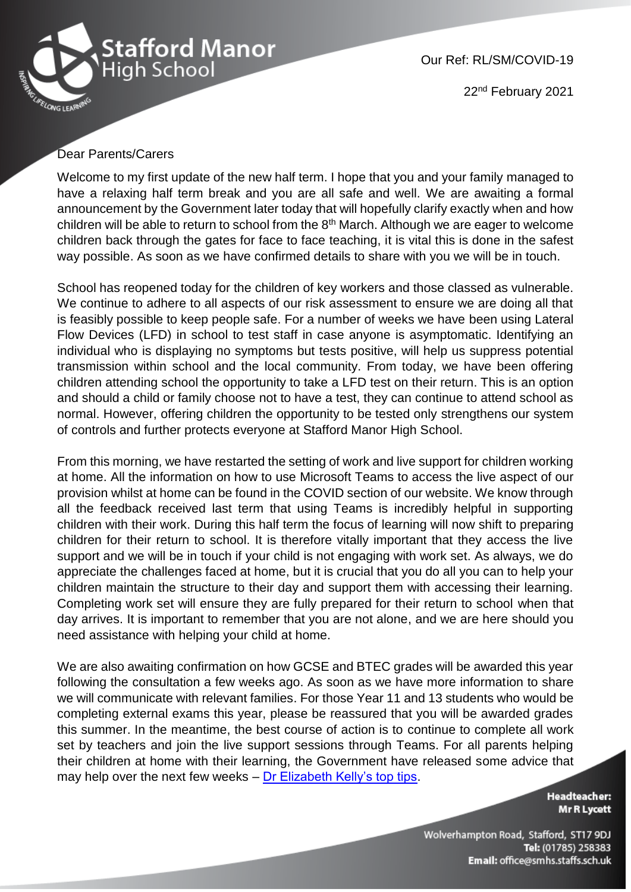Stafford Manor High School

Our Ref: RL/SM/COVID-19

22nd February 2021

Dear Parents/Carers

Welcome to my first update of the new half term. I hope that you and your family managed to have a relaxing half term break and you are all safe and well. We are awaiting a formal announcement by the Government later today that will hopefully clarify exactly when and how children will be able to return to school from the 8th March. Although we are eager to welcome children back through the gates for face to face teaching, it is vital this is done in the safest way possible. As soon as we have confirmed details to share with you we will be in touch.

School has reopened today for the children of key workers and those classed as vulnerable. We continue to adhere to all aspects of our risk assessment to ensure we are doing all that is feasibly possible to keep people safe. For a number of weeks we have been using Lateral Flow Devices (LFD) in school to test staff in case anyone is asymptomatic. Identifying an individual who is displaying no symptoms but tests positive, will help us suppress potential transmission within school and the local community. From today, we have been offering children attending school the opportunity to take a LFD test on their return. This is an option and should a child or family choose not to have a test, they can continue to attend school as normal. However, offering children the opportunity to be tested only strengthens our system of controls and further protects everyone at Stafford Manor High School.

From this morning, we have restarted the setting of work and live support for children working at home. All the information on how to use Microsoft Teams to access the live aspect of our provision whilst at home can be found in the COVID section of our website. We know through all the feedback received last term that using Teams is incredibly helpful in supporting children with their work. During this half term the focus of learning will now shift to preparing children for their return to school. It is therefore vitally important that they access the live support and we will be in touch if your child is not engaging with work set. As always, we do appreciate the challenges faced at home, but it is crucial that you do all you can to help your children maintain the structure to their day and support them with accessing their learning. Completing work set will ensure they are fully prepared for their return to school when that day arrives. It is important to remember that you are not alone, and we are here should you need assistance with helping your child at home.

We are also awaiting confirmation on how GCSE and BTEC grades will be awarded this year following the consultation a few weeks ago. As soon as we have more information to share we will communicate with relevant families. For those Year 11 and 13 students who would be completing external exams this year, please be reassured that you will be awarded grades this summer. In the meantime, the best course of action is to continue to complete all work set by teachers and join the live support sessions through Teams. For all parents helping their children at home with their learning, the Government have released some advice that may help over the next few weeks – Dr Elizabeth Kelly's top tips.

**Headteacher:**
**Mr R Lycett**

Wolverhampton Road, Stafford, ST17 9DJ
**Tel:** (01785) 258383
**Email:** office@smhs.staffs.sch.uk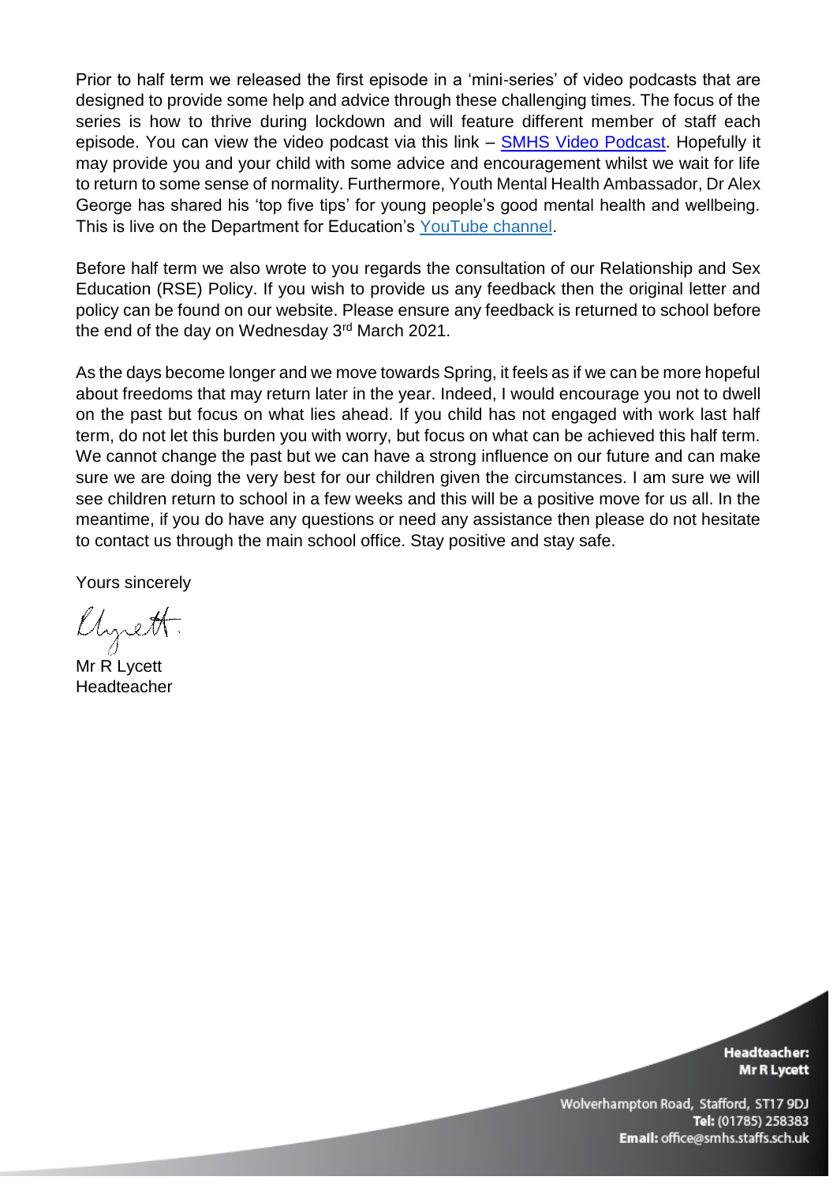Prior to half term we released the first episode in a 'mini-series' of video podcasts that are designed to provide some help and advice through these challenging times. The focus of the series is how to thrive during lockdown and will feature different member of staff each episode. You can view the video podcast via this link – SMHS Video Podcast. Hopefully it may provide you and your child with some advice and encouragement whilst we wait for life to return to some sense of normality. Furthermore, Youth Mental Health Ambassador, Dr Alex George has shared his 'top five tips' for young people's good mental health and wellbeing. This is live on the Department for Education's YouTube channel.

Before half term we also wrote to you regards the consultation of our Relationship and Sex Education (RSE) Policy. If you wish to provide us any feedback then the original letter and policy can be found on our website. Please ensure any feedback is returned to school before the end of the day on Wednesday 3rd March 2021.

As the days become longer and we move towards Spring, it feels as if we can be more hopeful about freedoms that may return later in the year. Indeed, I would encourage you not to dwell on the past but focus on what lies ahead. If you child has not engaged with work last half term, do not let this burden you with worry, but focus on what can be achieved this half term. We cannot change the past but we can have a strong influence on our future and can make sure we are doing the very best for our children given the circumstances. I am sure we will see children return to school in a few weeks and this will be a positive move for us all. In the meantime, if you do have any questions or need any assistance then please do not hesitate to contact us through the main school office. Stay positive and stay safe.

Yours sincerely

Mr R Lycett
Headteacher

**Headteacher:**
**Mr R Lycett**

Wolverhampton Road, Stafford, ST17 9DJ
**Tel:** (01785) 258383
**Email:** office@smhs.staffs.sch.uk